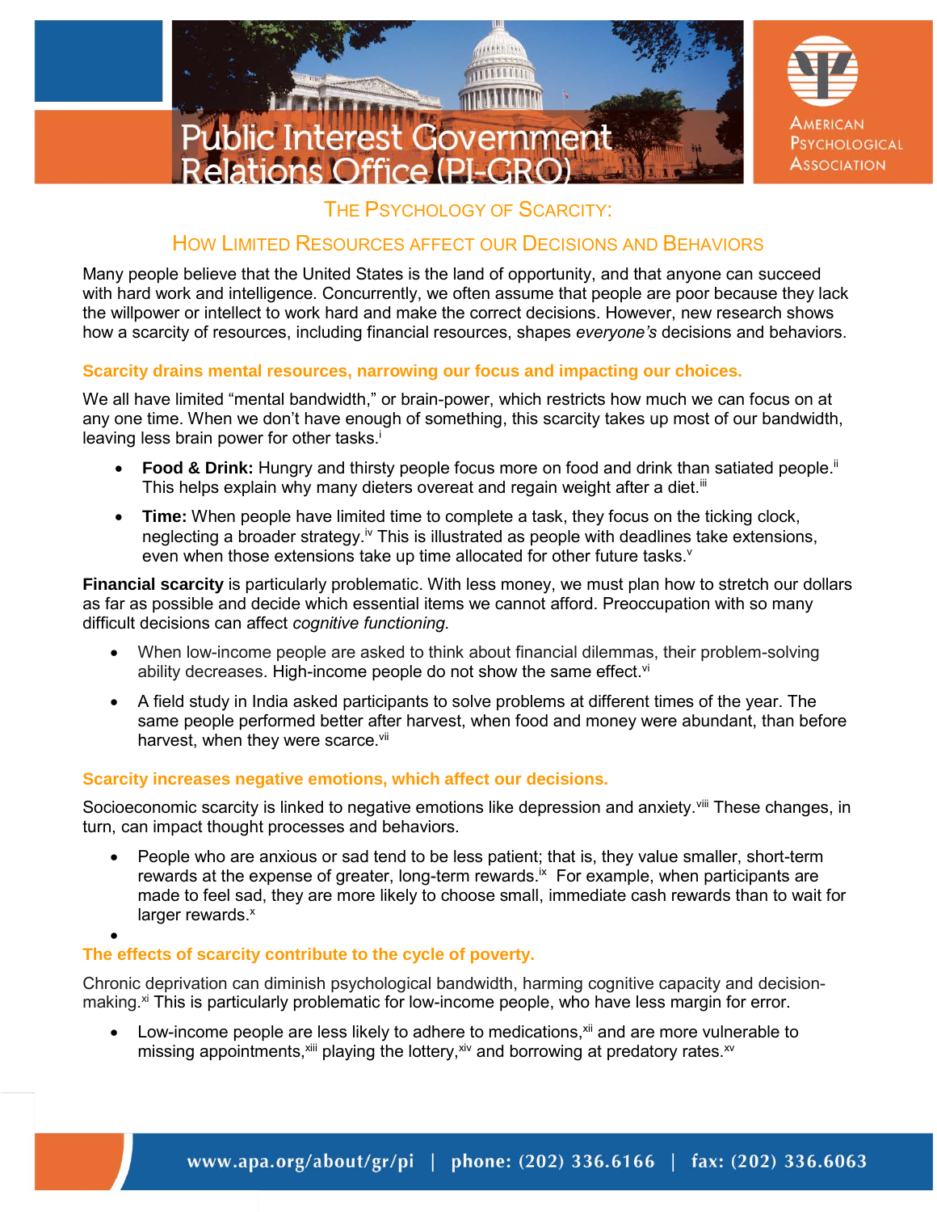# Public Interest Government Relations Office (PI-GRO)

American Psychological Association

## The Psychology of Scarcity:

## How Limited Resources Affect Our Decisions and Behaviors

Many people believe that the United States is the land of opportunity, and that anyone can succeed with hard work and intelligence. Concurrently, we often assume that people are poor because they lack the willpower or intellect to work hard and make the correct decisions. However, new research shows how a scarcity of resources, including financial resources, shapes *everyone's* decisions and behaviors.

### Scarcity drains mental resources, narrowing our focus and impacting our choices.

We all have limited "mental bandwidth," or brain-power, which restricts how much we can focus on at any one time. When we don't have enough of something, this scarcity takes up most of our bandwidth, leaving less brain power for other tasks.[i]

- **Food & Drink:** Hungry and thirsty people focus more on food and drink than satiated people.[ii] This helps explain why many dieters overeat and regain weight after a diet.[iii]
- **Time:** When people have limited time to complete a task, they focus on the ticking clock, neglecting a broader strategy.[iv] This is illustrated as people with deadlines take extensions, even when those extensions take up time allocated for other future tasks.[v]

**Financial scarcity** is particularly problematic. With less money, we must plan how to stretch our dollars as far as possible and decide which essential items we cannot afford. Preoccupation with so many difficult decisions can affect *cognitive functioning.*

- When low-income people are asked to think about financial dilemmas, their problem-solving ability decreases. High-income people do not show the same effect.[vi]
- A field study in India asked participants to solve problems at different times of the year. The same people performed better after harvest, when food and money were abundant, than before harvest, when they were scarce.[vii]

### Scarcity increases negative emotions, which affect our decisions.

Socioeconomic scarcity is linked to negative emotions like depression and anxiety.[viii] These changes, in turn, can impact thought processes and behaviors.

- People who are anxious or sad tend to be less patient; that is, they value smaller, short-term rewards at the expense of greater, long-term rewards.[ix] For example, when participants are made to feel sad, they are more likely to choose small, immediate cash rewards than to wait for larger rewards.[x]

### The effects of scarcity contribute to the cycle of poverty.

Chronic deprivation can diminish psychological bandwidth, harming cognitive capacity and decision-making.[xi] This is particularly problematic for low-income people, who have less margin for error.

- Low-income people are less likely to adhere to medications,[xii] and are more vulnerable to missing appointments,[xiii] playing the lottery,[xiv] and borrowing at predatory rates.[xv]

www.apa.org/about/gr/pi | phone: (202) 336.6166 | fax: (202) 336.6063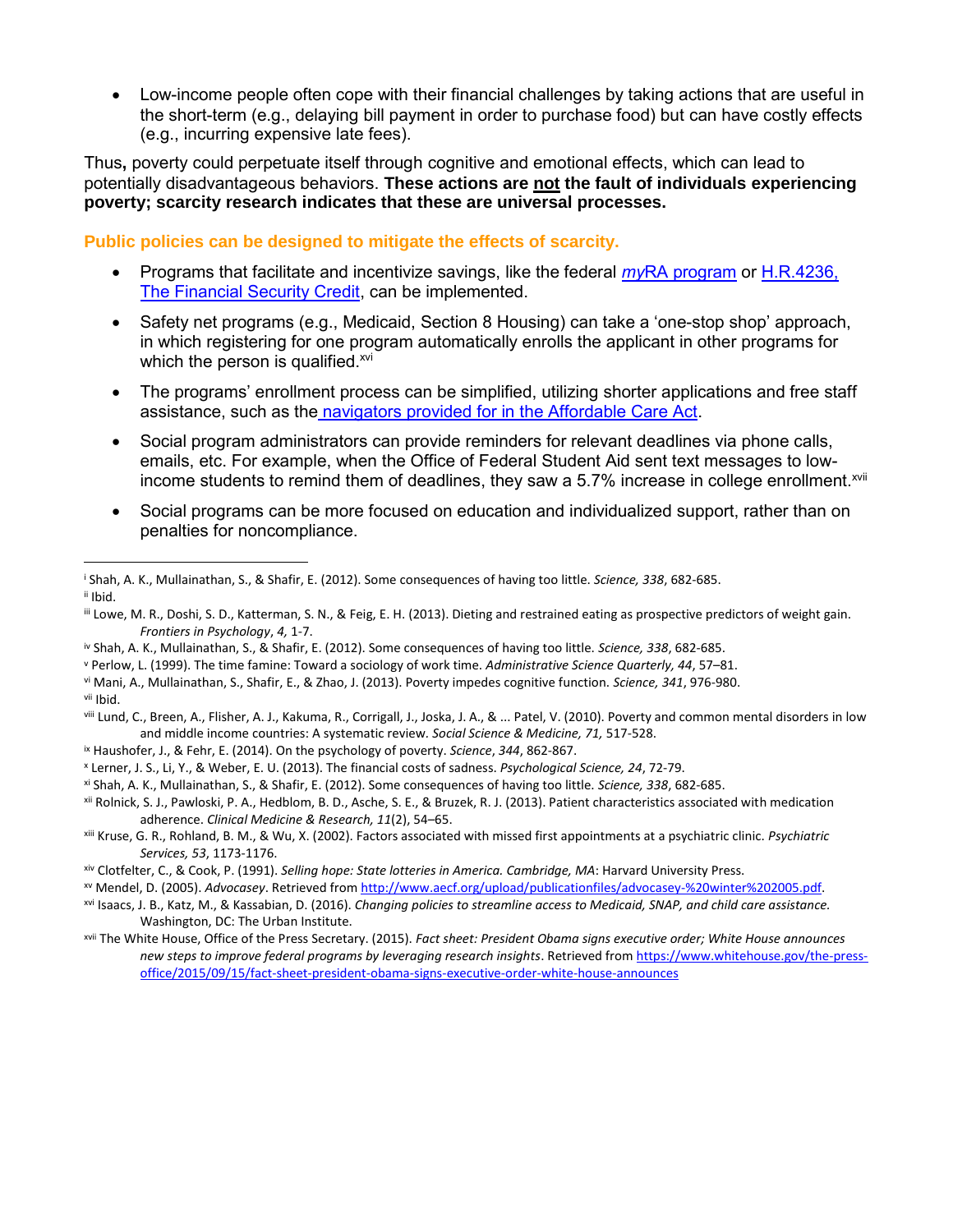- Low-income people often cope with their financial challenges by taking actions that are useful in the short-term (e.g., delaying bill payment in order to purchase food) but can have costly effects (e.g., incurring expensive late fees).

Thus**,** poverty could perpetuate itself through cognitive and emotional effects, which can lead to potentially disadvantageous behaviors. **These actions are not the fault of individuals experiencing poverty; scarcity research indicates that these are universal processes.**

**Public policies can be designed to mitigate the effects of scarcity.**

- Programs that facilitate and incentivize savings, like the federal *my*RA program or H.R.4236, The Financial Security Credit, can be implemented.
- Safety net programs (e.g., Medicaid, Section 8 Housing) can take a 'one-stop shop' approach, in which registering for one program automatically enrolls the applicant in other programs for which the person is qualified.[xvi]
- The programs' enrollment process can be simplified, utilizing shorter applications and free staff assistance, such as the navigators provided for in the Affordable Care Act.
- Social program administrators can provide reminders for relevant deadlines via phone calls, emails, etc. For example, when the Office of Federal Student Aid sent text messages to low-income students to remind them of deadlines, they saw a 5.7% increase in college enrollment.[xvii]
- Social programs can be more focused on education and individualized support, rather than on penalties for noncompliance.

---

[i] Shah, A. K., Mullainathan, S., & Shafir, E. (2012). Some consequences of having too little. *Science, 338*, 682-685.

[ii] Ibid.

[iii] Lowe, M. R., Doshi, S. D., Katterman, S. N., & Feig, E. H. (2013). Dieting and restrained eating as prospective predictors of weight gain. *Frontiers in Psychology*, *4,* 1-7.

[iv] Shah, A. K., Mullainathan, S., & Shafir, E. (2012). Some consequences of having too little. *Science, 338*, 682-685.

[v] Perlow, L. (1999). The time famine: Toward a sociology of work time. *Administrative Science Quarterly, 44*, 57–81.

[vi] Mani, A., Mullainathan, S., Shafir, E., & Zhao, J. (2013). Poverty impedes cognitive function. *Science, 341*, 976-980.

[vii] Ibid.

[viii] Lund, C., Breen, A., Flisher, A. J., Kakuma, R., Corrigall, J., Joska, J. A., & ... Patel, V. (2010). Poverty and common mental disorders in low and middle income countries: A systematic review. *Social Science & Medicine, 71,* 517-528.

[ix] Haushofer, J., & Fehr, E. (2014). On the psychology of poverty. *Science*, *344*, 862-867.

[x] Lerner, J. S., Li, Y., & Weber, E. U. (2013). The financial costs of sadness. *Psychological Science, 24*, 72-79.

[xi] Shah, A. K., Mullainathan, S., & Shafir, E. (2012). Some consequences of having too little. *Science, 338*, 682-685.

[xii] Rolnick, S. J., Pawloski, P. A., Hedblom, B. D., Asche, S. E., & Bruzek, R. J. (2013). Patient characteristics associated with medication adherence. *Clinical Medicine & Research, 11*(2), 54–65.

[xiii] Kruse, G. R., Rohland, B. M., & Wu, X. (2002). Factors associated with missed first appointments at a psychiatric clinic. *Psychiatric Services, 53*, 1173-1176.

[xiv] Clotfelter, C., & Cook, P. (1991). *Selling hope: State lotteries in America. Cambridge, MA*: Harvard University Press.

[xv] Mendel, D. (2005). *Advocasey*. Retrieved from http://www.aecf.org/upload/publicationfiles/advocasey-%20winter%202005.pdf.

[xvi] Isaacs, J. B., Katz, M., & Kassabian, D. (2016). *Changing policies to streamline access to Medicaid, SNAP, and child care assistance.* Washington, DC: The Urban Institute.

[xvii] The White House, Office of the Press Secretary. (2015). *Fact sheet: President Obama signs executive order; White House announces new steps to improve federal programs by leveraging research insights*. Retrieved from https://www.whitehouse.gov/the-press-office/2015/09/15/fact-sheet-president-obama-signs-executive-order-white-house-announces